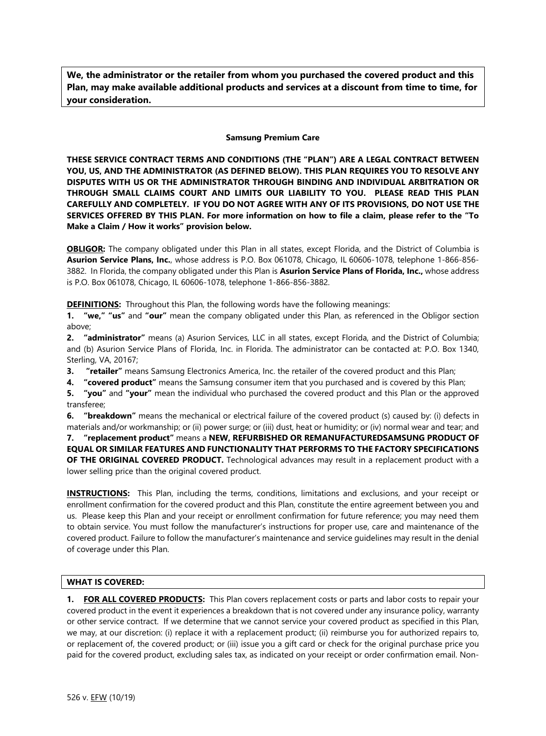**We, the administrator or the retailer from whom you purchased the covered product and this Plan, may make available additional products and services at a discount from time to time, for your consideration.**

**Samsung Premium Care**

**THESE SERVICE CONTRACT TERMS AND CONDITIONS (THE "PLAN") ARE A LEGAL CONTRACT BETWEEN YOU, US, AND THE ADMINISTRATOR (AS DEFINED BELOW). THIS PLAN REQUIRES YOU TO RESOLVE ANY DISPUTES WITH US OR THE ADMINISTRATOR THROUGH BINDING AND INDIVIDUAL ARBITRATION OR THROUGH SMALL CLAIMS COURT AND LIMITS OUR LIABILITY TO YOU. PLEASE READ THIS PLAN CAREFULLY AND COMPLETELY. IF YOU DO NOT AGREE WITH ANY OF ITS PROVISIONS, DO NOT USE THE SERVICES OFFERED BY THIS PLAN. For more information on how to file a claim, please refer to the "To Make a Claim / How it works" provision below.**

**OBLIGOR:** The company obligated under this Plan in all states, except Florida, and the District of Columbia is **Asurion Service Plans, Inc.**, whose address is P.O. Box 061078, Chicago, IL 60606-1078, telephone 1-866-856-3882. In Florida, the company obligated under this Plan is **Asurion Service Plans of Florida, Inc.,** whose address is P.O. Box 061078, Chicago, IL 60606-1078, telephone 1-866-856-3882.

**DEFINITIONS:** Throughout this Plan, the following words have the following meanings:

1. **"we," "us"** and **"our"** mean the company obligated under this Plan, as referenced in the Obligor section above;
2. **"administrator"** means (a) Asurion Services, LLC in all states, except Florida, and the District of Columbia; and (b) Asurion Service Plans of Florida, Inc. in Florida. The administrator can be contacted at: P.O. Box 1340, Sterling, VA, 20167;
3. **"retailer"** means Samsung Electronics America, Inc. the retailer of the covered product and this Plan;
4. **"covered product"** means the Samsung consumer item that you purchased and is covered by this Plan;
5. **"you"** and **"your"** mean the individual who purchased the covered product and this Plan or the approved transferee;
6. **"breakdown"** means the mechanical or electrical failure of the covered product (s) caused by: (i) defects in materials and/or workmanship; or (ii) power surge; or (iii) dust, heat or humidity; or (iv) normal wear and tear; and
7. **"replacement product"** means a **NEW, REFURBISHED OR REMANUFACTUREDSAMSUNG PRODUCT OF EQUAL OR SIMILAR FEATURES AND FUNCTIONALITY THAT PERFORMS TO THE FACTORY SPECIFICATIONS OF THE ORIGINAL COVERED PRODUCT.** Technological advances may result in a replacement product with a lower selling price than the original covered product.

**INSTRUCTIONS:** This Plan, including the terms, conditions, limitations and exclusions, and your receipt or enrollment confirmation for the covered product and this Plan, constitute the entire agreement between you and us. Please keep this Plan and your receipt or enrollment confirmation for future reference; you may need them to obtain service. You must follow the manufacturer's instructions for proper use, care and maintenance of the covered product. Failure to follow the manufacturer's maintenance and service guidelines may result in the denial of coverage under this Plan.

**WHAT IS COVERED:**

**1. FOR ALL COVERED PRODUCTS:** This Plan covers replacement costs or parts and labor costs to repair your covered product in the event it experiences a breakdown that is not covered under any insurance policy, warranty or other service contract. If we determine that we cannot service your covered product as specified in this Plan, we may, at our discretion: (i) replace it with a replacement product; (ii) reimburse you for authorized repairs to, or replacement of, the covered product; or (iii) issue you a gift card or check for the original purchase price you paid for the covered product, excluding sales tax, as indicated on your receipt or order confirmation email. Non-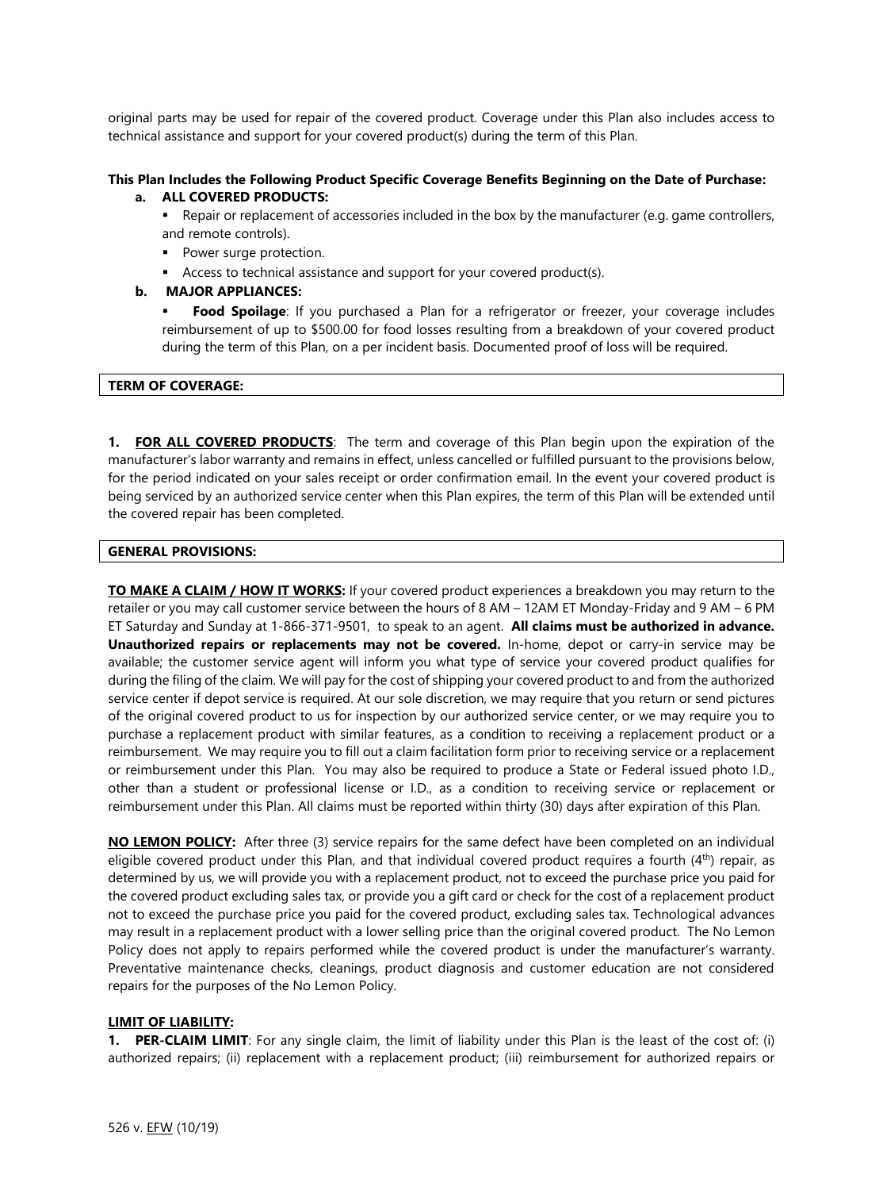original parts may be used for repair of the covered product. Coverage under this Plan also includes access to technical assistance and support for your covered product(s) during the term of this Plan.

**This Plan Includes the Following Product Specific Coverage Benefits Beginning on the Date of Purchase:**

**a. ALL COVERED PRODUCTS:**

- Repair or replacement of accessories included in the box by the manufacturer (e.g. game controllers, and remote controls).
- Power surge protection.
- Access to technical assistance and support for your covered product(s).

**b. MAJOR APPLIANCES:**

- **Food Spoilage**: If you purchased a Plan for a refrigerator or freezer, your coverage includes reimbursement of up to $500.00 for food losses resulting from a breakdown of your covered product during the term of this Plan, on a per incident basis. Documented proof of loss will be required.

**TERM OF COVERAGE:**

**1. FOR ALL COVERED PRODUCTS**: The term and coverage of this Plan begin upon the expiration of the manufacturer's labor warranty and remains in effect, unless cancelled or fulfilled pursuant to the provisions below, for the period indicated on your sales receipt or order confirmation email. In the event your covered product is being serviced by an authorized service center when this Plan expires, the term of this Plan will be extended until the covered repair has been completed.

**GENERAL PROVISIONS:**

**TO MAKE A CLAIM / HOW IT WORKS:** If your covered product experiences a breakdown you may return to the retailer or you may call customer service between the hours of 8 AM – 12AM ET Monday-Friday and 9 AM – 6 PM ET Saturday and Sunday at 1-866-371-9501, to speak to an agent. **All claims must be authorized in advance. Unauthorized repairs or replacements may not be covered.** In-home, depot or carry-in service may be available; the customer service agent will inform you what type of service your covered product qualifies for during the filing of the claim. We will pay for the cost of shipping your covered product to and from the authorized service center if depot service is required. At our sole discretion, we may require that you return or send pictures of the original covered product to us for inspection by our authorized service center, or we may require you to purchase a replacement product with similar features, as a condition to receiving a replacement product or a reimbursement. We may require you to fill out a claim facilitation form prior to receiving service or a replacement or reimbursement under this Plan. You may also be required to produce a State or Federal issued photo I.D., other than a student or professional license or I.D., as a condition to receiving service or replacement or reimbursement under this Plan. All claims must be reported within thirty (30) days after expiration of this Plan.

**NO LEMON POLICY:** After three (3) service repairs for the same defect have been completed on an individual eligible covered product under this Plan, and that individual covered product requires a fourth (4th) repair, as determined by us, we will provide you with a replacement product, not to exceed the purchase price you paid for the covered product excluding sales tax, or provide you a gift card or check for the cost of a replacement product not to exceed the purchase price you paid for the covered product, excluding sales tax. Technological advances may result in a replacement product with a lower selling price than the original covered product. The No Lemon Policy does not apply to repairs performed while the covered product is under the manufacturer's warranty. Preventative maintenance checks, cleanings, product diagnosis and customer education are not considered repairs for the purposes of the No Lemon Policy.

**LIMIT OF LIABILITY:**

**1. PER-CLAIM LIMIT**: For any single claim, the limit of liability under this Plan is the least of the cost of: (i) authorized repairs; (ii) replacement with a replacement product; (iii) reimbursement for authorized repairs or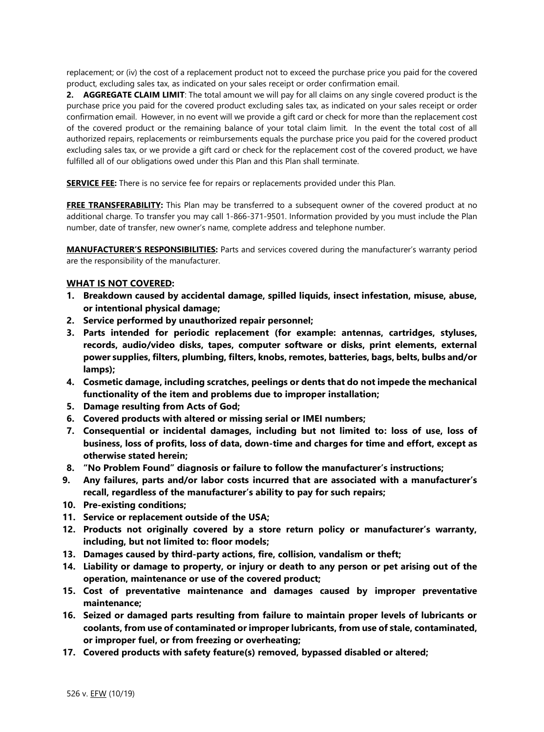replacement; or (iv) the cost of a replacement product not to exceed the purchase price you paid for the covered product, excluding sales tax, as indicated on your sales receipt or order confirmation email.

**2. AGGREGATE CLAIM LIMIT**: The total amount we will pay for all claims on any single covered product is the purchase price you paid for the covered product excluding sales tax, as indicated on your sales receipt or order confirmation email. However, in no event will we provide a gift card or check for more than the replacement cost of the covered product or the remaining balance of your total claim limit. In the event the total cost of all authorized repairs, replacements or reimbursements equals the purchase price you paid for the covered product excluding sales tax, or we provide a gift card or check for the replacement cost of the covered product, we have fulfilled all of our obligations owed under this Plan and this Plan shall terminate.

**SERVICE FEE:** There is no service fee for repairs or replacements provided under this Plan.

**FREE TRANSFERABILITY:** This Plan may be transferred to a subsequent owner of the covered product at no additional charge. To transfer you may call 1-866-371-9501. Information provided by you must include the Plan number, date of transfer, new owner's name, complete address and telephone number.

**MANUFACTURER'S RESPONSIBILITIES:** Parts and services covered during the manufacturer's warranty period are the responsibility of the manufacturer.

**WHAT IS NOT COVERED:**

1. **Breakdown caused by accidental damage, spilled liquids, insect infestation, misuse, abuse, or intentional physical damage;**
2. **Service performed by unauthorized repair personnel;**
3. **Parts intended for periodic replacement (for example: antennas, cartridges, styluses, records, audio/video disks, tapes, computer software or disks, print elements, external power supplies, filters, plumbing, filters, knobs, remotes, batteries, bags, belts, bulbs and/or lamps);**
4. **Cosmetic damage, including scratches, peelings or dents that do not impede the mechanical functionality of the item and problems due to improper installation;**
5. **Damage resulting from Acts of God;**
6. **Covered products with altered or missing serial or IMEI numbers;**
7. **Consequential or incidental damages, including but not limited to: loss of use, loss of business, loss of profits, loss of data, down-time and charges for time and effort, except as otherwise stated herein;**
8. **"No Problem Found" diagnosis or failure to follow the manufacturer's instructions;**
9. **Any failures, parts and/or labor costs incurred that are associated with a manufacturer's recall, regardless of the manufacturer's ability to pay for such repairs;**
10. **Pre-existing conditions;**
11. **Service or replacement outside of the USA;**
12. **Products not originally covered by a store return policy or manufacturer's warranty, including, but not limited to: floor models;**
13. **Damages caused by third-party actions, fire, collision, vandalism or theft;**
14. **Liability or damage to property, or injury or death to any person or pet arising out of the operation, maintenance or use of the covered product;**
15. **Cost of preventative maintenance and damages caused by improper preventative maintenance;**
16. **Seized or damaged parts resulting from failure to maintain proper levels of lubricants or coolants, from use of contaminated or improper lubricants, from use of stale, contaminated, or improper fuel, or from freezing or overheating;**
17. **Covered products with safety feature(s) removed, bypassed disabled or altered;**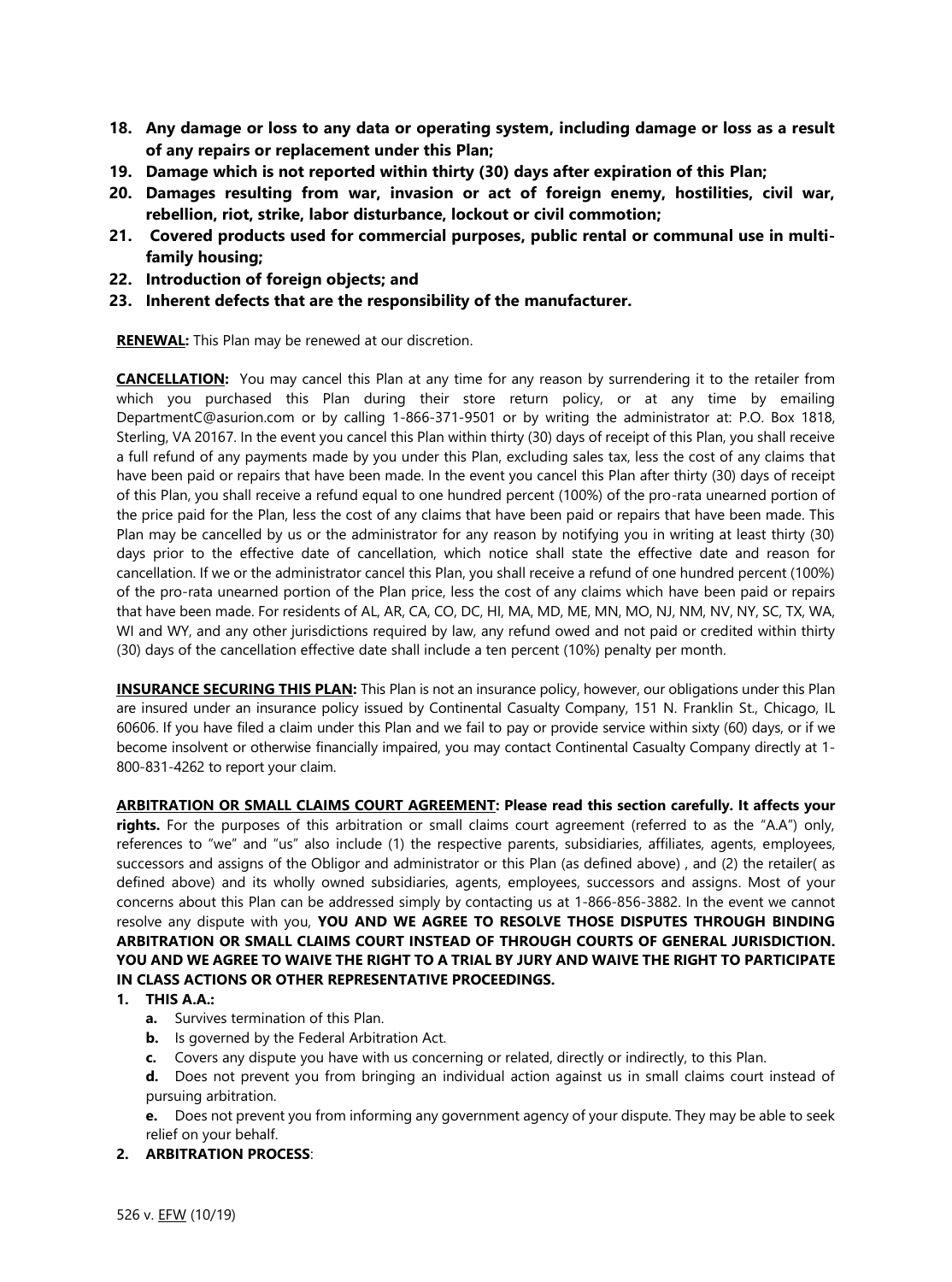18. **Any damage or loss to any data or operating system, including damage or loss as a result of any repairs or replacement under this Plan;**
19. **Damage which is not reported within thirty (30) days after expiration of this Plan;**
20. **Damages resulting from war, invasion or act of foreign enemy, hostilities, civil war, rebellion, riot, strike, labor disturbance, lockout or civil commotion;**
21. **Covered products used for commercial purposes, public rental or communal use in multi-family housing;**
22. **Introduction of foreign objects; and**
23. **Inherent defects that are the responsibility of the manufacturer.**

**RENEWAL:** This Plan may be renewed at our discretion.

**CANCELLATION:** You may cancel this Plan at any time for any reason by surrendering it to the retailer from which you purchased this Plan during their store return policy, or at any time by emailing DepartmentC@asurion.com or by calling 1-866-371-9501 or by writing the administrator at: P.O. Box 1818, Sterling, VA 20167. In the event you cancel this Plan within thirty (30) days of receipt of this Plan, you shall receive a full refund of any payments made by you under this Plan, excluding sales tax, less the cost of any claims that have been paid or repairs that have been made. In the event you cancel this Plan after thirty (30) days of receipt of this Plan, you shall receive a refund equal to one hundred percent (100%) of the pro-rata unearned portion of the price paid for the Plan, less the cost of any claims that have been paid or repairs that have been made. This Plan may be cancelled by us or the administrator for any reason by notifying you in writing at least thirty (30) days prior to the effective date of cancellation, which notice shall state the effective date and reason for cancellation. If we or the administrator cancel this Plan, you shall receive a refund of one hundred percent (100%) of the pro-rata unearned portion of the Plan price, less the cost of any claims which have been paid or repairs that have been made. For residents of AL, AR, CA, CO, DC, HI, MA, MD, ME, MN, MO, NJ, NM, NV, NY, SC, TX, WA, WI and WY, and any other jurisdictions required by law, any refund owed and not paid or credited within thirty (30) days of the cancellation effective date shall include a ten percent (10%) penalty per month.

**INSURANCE SECURING THIS PLAN:** This Plan is not an insurance policy, however, our obligations under this Plan are insured under an insurance policy issued by Continental Casualty Company, 151 N. Franklin St., Chicago, IL 60606. If you have filed a claim under this Plan and we fail to pay or provide service within sixty (60) days, or if we become insolvent or otherwise financially impaired, you may contact Continental Casualty Company directly at 1-800-831-4262 to report your claim.

**ARBITRATION OR SMALL CLAIMS COURT AGREEMENT: Please read this section carefully. It affects your rights.** For the purposes of this arbitration or small claims court agreement (referred to as the "A.A") only, references to "we" and "us" also include (1) the respective parents, subsidiaries, affiliates, agents, employees, successors and assigns of the Obligor and administrator or this Plan (as defined above) , and (2) the retailer( as defined above) and its wholly owned subsidiaries, agents, employees, successors and assigns. Most of your concerns about this Plan can be addressed simply by contacting us at 1-866-856-3882. In the event we cannot resolve any dispute with you, **YOU AND WE AGREE TO RESOLVE THOSE DISPUTES THROUGH BINDING ARBITRATION OR SMALL CLAIMS COURT INSTEAD OF THROUGH COURTS OF GENERAL JURISDICTION. YOU AND WE AGREE TO WAIVE THE RIGHT TO A TRIAL BY JURY AND WAIVE THE RIGHT TO PARTICIPATE IN CLASS ACTIONS OR OTHER REPRESENTATIVE PROCEEDINGS.**

1. **THIS A.A.:**
   a. Survives termination of this Plan.
   b. Is governed by the Federal Arbitration Act.
   c. Covers any dispute you have with us concerning or related, directly or indirectly, to this Plan.
   d. Does not prevent you from bringing an individual action against us in small claims court instead of pursuing arbitration.
   e. Does not prevent you from informing any government agency of your dispute. They may be able to seek relief on your behalf.
2. **ARBITRATION PROCESS**:

526 v. EFW (10/19)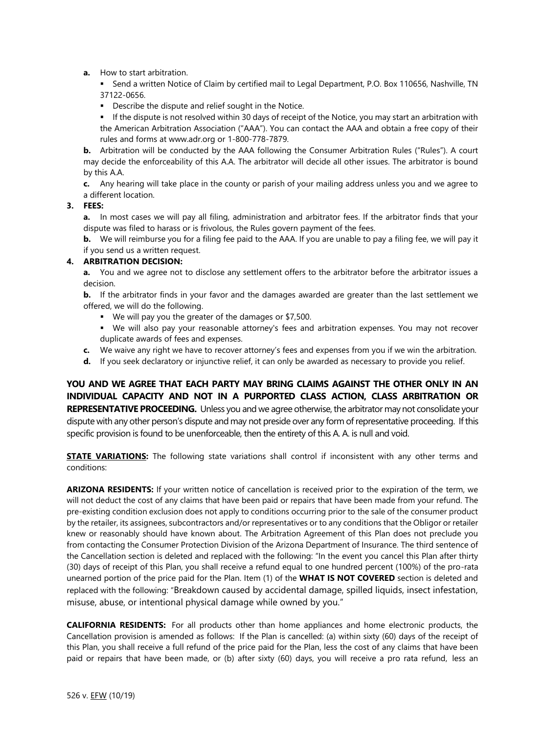**a.** How to start arbitration.

- Send a written Notice of Claim by certified mail to Legal Department, P.O. Box 110656, Nashville, TN 37122-0656.
- Describe the dispute and relief sought in the Notice.
- If the dispute is not resolved within 30 days of receipt of the Notice, you may start an arbitration with the American Arbitration Association ("AAA"). You can contact the AAA and obtain a free copy of their rules and forms at www.adr.org or 1-800-778-7879.

**b.** Arbitration will be conducted by the AAA following the Consumer Arbitration Rules ("Rules"). A court may decide the enforceability of this A.A. The arbitrator will decide all other issues. The arbitrator is bound by this A.A.

**c.** Any hearing will take place in the county or parish of your mailing address unless you and we agree to a different location.

**3. FEES:**

**a.** In most cases we will pay all filing, administration and arbitrator fees. If the arbitrator finds that your dispute was filed to harass or is frivolous, the Rules govern payment of the fees.

**b.** We will reimburse you for a filing fee paid to the AAA. If you are unable to pay a filing fee, we will pay it if you send us a written request.

**4. ARBITRATION DECISION:**

**a.** You and we agree not to disclose any settlement offers to the arbitrator before the arbitrator issues a decision.

**b.** If the arbitrator finds in your favor and the damages awarded are greater than the last settlement we offered, we will do the following.

- We will pay you the greater of the damages or $7,500.
- We will also pay your reasonable attorney's fees and arbitration expenses. You may not recover duplicate awards of fees and expenses.

**c.** We waive any right we have to recover attorney's fees and expenses from you if we win the arbitration.

**d.** If you seek declaratory or injunctive relief, it can only be awarded as necessary to provide you relief.

**YOU AND WE AGREE THAT EACH PARTY MAY BRING CLAIMS AGAINST THE OTHER ONLY IN AN INDIVIDUAL CAPACITY AND NOT IN A PURPORTED CLASS ACTION, CLASS ARBITRATION OR REPRESENTATIVE PROCEEDING.** Unless you and we agree otherwise, the arbitrator may not consolidate your dispute with any other person's dispute and may not preside over any form of representative proceeding. If this specific provision is found to be unenforceable, then the entirety of this A. A. is null and void.

**STATE VARIATIONS:** The following state variations shall control if inconsistent with any other terms and conditions:

**ARIZONA RESIDENTS:** If your written notice of cancellation is received prior to the expiration of the term, we will not deduct the cost of any claims that have been paid or repairs that have been made from your refund. The pre-existing condition exclusion does not apply to conditions occurring prior to the sale of the consumer product by the retailer, its assignees, subcontractors and/or representatives or to any conditions that the Obligor or retailer knew or reasonably should have known about. The Arbitration Agreement of this Plan does not preclude you from contacting the Consumer Protection Division of the Arizona Department of Insurance. The third sentence of the Cancellation section is deleted and replaced with the following: "In the event you cancel this Plan after thirty (30) days of receipt of this Plan, you shall receive a refund equal to one hundred percent (100%) of the pro-rata unearned portion of the price paid for the Plan. Item (1) of the **WHAT IS NOT COVERED** section is deleted and replaced with the following: "Breakdown caused by accidental damage, spilled liquids, insect infestation, misuse, abuse, or intentional physical damage while owned by you."

**CALIFORNIA RESIDENTS:** For all products other than home appliances and home electronic products, the Cancellation provision is amended as follows: If the Plan is cancelled: (a) within sixty (60) days of the receipt of this Plan, you shall receive a full refund of the price paid for the Plan, less the cost of any claims that have been paid or repairs that have been made, or (b) after sixty (60) days, you will receive a pro rata refund, less an

526 v. EFW (10/19)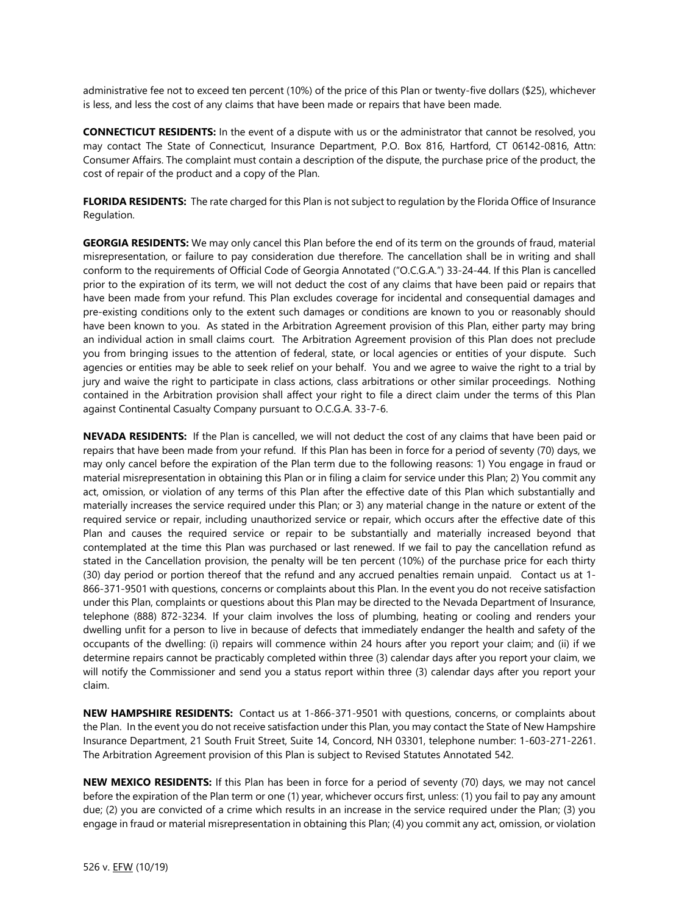administrative fee not to exceed ten percent (10%) of the price of this Plan or twenty-five dollars ($25), whichever is less, and less the cost of any claims that have been made or repairs that have been made.

**CONNECTICUT RESIDENTS:** In the event of a dispute with us or the administrator that cannot be resolved, you may contact The State of Connecticut, Insurance Department, P.O. Box 816, Hartford, CT 06142-0816, Attn: Consumer Affairs. The complaint must contain a description of the dispute, the purchase price of the product, the cost of repair of the product and a copy of the Plan.

**FLORIDA RESIDENTS:** The rate charged for this Plan is not subject to regulation by the Florida Office of Insurance Regulation.

**GEORGIA RESIDENTS:** We may only cancel this Plan before the end of its term on the grounds of fraud, material misrepresentation, or failure to pay consideration due therefore. The cancellation shall be in writing and shall conform to the requirements of Official Code of Georgia Annotated ("O.C.G.A.") 33-24-44. If this Plan is cancelled prior to the expiration of its term, we will not deduct the cost of any claims that have been paid or repairs that have been made from your refund. This Plan excludes coverage for incidental and consequential damages and pre-existing conditions only to the extent such damages or conditions are known to you or reasonably should have been known to you. As stated in the Arbitration Agreement provision of this Plan, either party may bring an individual action in small claims court. The Arbitration Agreement provision of this Plan does not preclude you from bringing issues to the attention of federal, state, or local agencies or entities of your dispute. Such agencies or entities may be able to seek relief on your behalf. You and we agree to waive the right to a trial by jury and waive the right to participate in class actions, class arbitrations or other similar proceedings. Nothing contained in the Arbitration provision shall affect your right to file a direct claim under the terms of this Plan against Continental Casualty Company pursuant to O.C.G.A. 33-7-6.

**NEVADA RESIDENTS:** If the Plan is cancelled, we will not deduct the cost of any claims that have been paid or repairs that have been made from your refund. If this Plan has been in force for a period of seventy (70) days, we may only cancel before the expiration of the Plan term due to the following reasons: 1) You engage in fraud or material misrepresentation in obtaining this Plan or in filing a claim for service under this Plan; 2) You commit any act, omission, or violation of any terms of this Plan after the effective date of this Plan which substantially and materially increases the service required under this Plan; or 3) any material change in the nature or extent of the required service or repair, including unauthorized service or repair, which occurs after the effective date of this Plan and causes the required service or repair to be substantially and materially increased beyond that contemplated at the time this Plan was purchased or last renewed. If we fail to pay the cancellation refund as stated in the Cancellation provision, the penalty will be ten percent (10%) of the purchase price for each thirty (30) day period or portion thereof that the refund and any accrued penalties remain unpaid. Contact us at 1-866-371-9501 with questions, concerns or complaints about this Plan. In the event you do not receive satisfaction under this Plan, complaints or questions about this Plan may be directed to the Nevada Department of Insurance, telephone (888) 872-3234. If your claim involves the loss of plumbing, heating or cooling and renders your dwelling unfit for a person to live in because of defects that immediately endanger the health and safety of the occupants of the dwelling: (i) repairs will commence within 24 hours after you report your claim; and (ii) if we determine repairs cannot be practicably completed within three (3) calendar days after you report your claim, we will notify the Commissioner and send you a status report within three (3) calendar days after you report your claim.

**NEW HAMPSHIRE RESIDENTS:** Contact us at 1-866-371-9501 with questions, concerns, or complaints about the Plan. In the event you do not receive satisfaction under this Plan, you may contact the State of New Hampshire Insurance Department, 21 South Fruit Street, Suite 14, Concord, NH 03301, telephone number: 1-603-271-2261. The Arbitration Agreement provision of this Plan is subject to Revised Statutes Annotated 542.

**NEW MEXICO RESIDENTS:** If this Plan has been in force for a period of seventy (70) days, we may not cancel before the expiration of the Plan term or one (1) year, whichever occurs first, unless: (1) you fail to pay any amount due; (2) you are convicted of a crime which results in an increase in the service required under the Plan; (3) you engage in fraud or material misrepresentation in obtaining this Plan; (4) you commit any act, omission, or violation

526 v. EFW (10/19)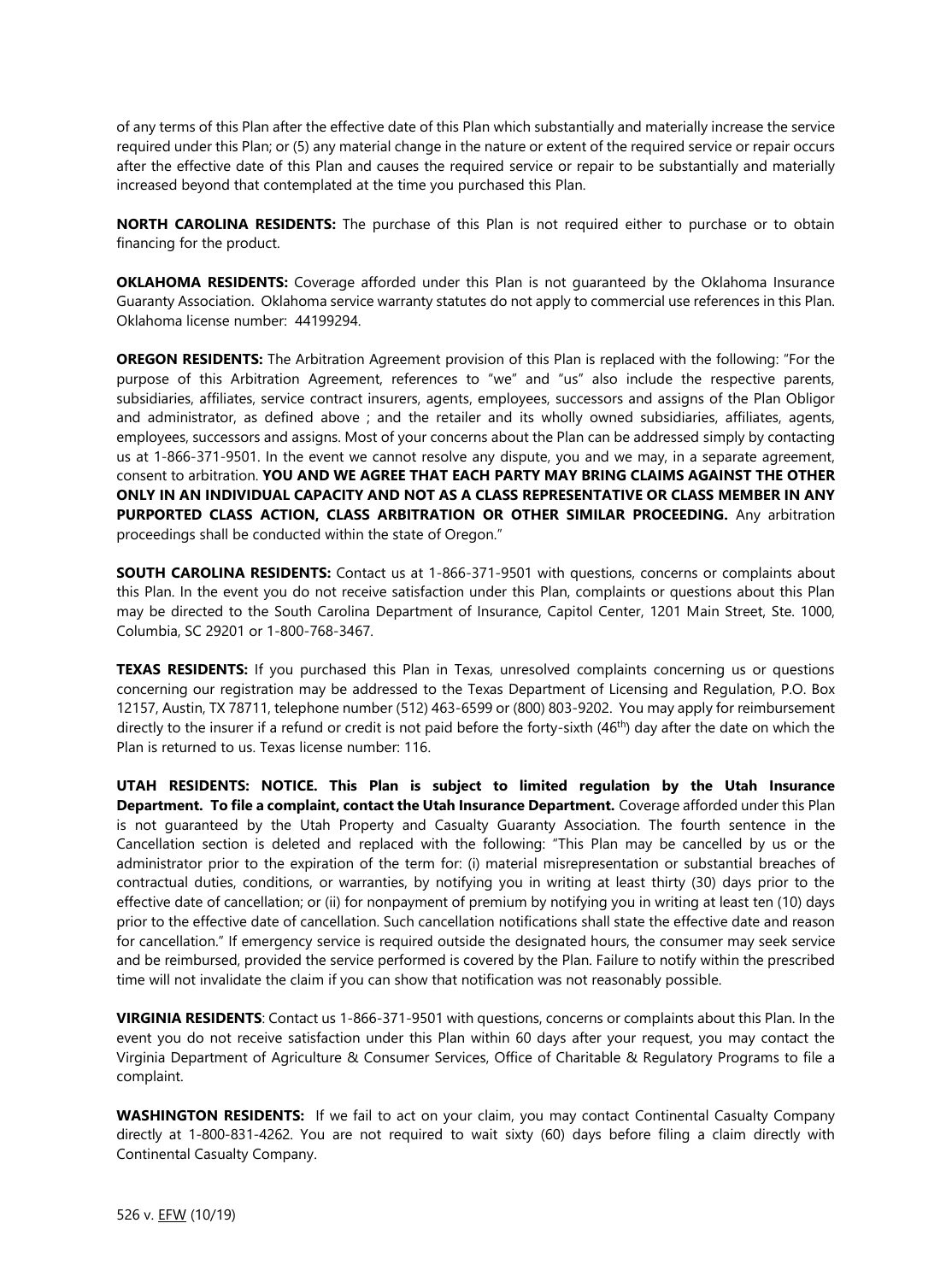of any terms of this Plan after the effective date of this Plan which substantially and materially increase the service required under this Plan; or (5) any material change in the nature or extent of the required service or repair occurs after the effective date of this Plan and causes the required service or repair to be substantially and materially increased beyond that contemplated at the time you purchased this Plan.

**NORTH CAROLINA RESIDENTS:** The purchase of this Plan is not required either to purchase or to obtain financing for the product.

**OKLAHOMA RESIDENTS:** Coverage afforded under this Plan is not guaranteed by the Oklahoma Insurance Guaranty Association. Oklahoma service warranty statutes do not apply to commercial use references in this Plan. Oklahoma license number: 44199294.

**OREGON RESIDENTS:** The Arbitration Agreement provision of this Plan is replaced with the following: "For the purpose of this Arbitration Agreement, references to "we" and "us" also include the respective parents, subsidiaries, affiliates, service contract insurers, agents, employees, successors and assigns of the Plan Obligor and administrator, as defined above ; and the retailer and its wholly owned subsidiaries, affiliates, agents, employees, successors and assigns. Most of your concerns about the Plan can be addressed simply by contacting us at 1-866-371-9501. In the event we cannot resolve any dispute, you and we may, in a separate agreement, consent to arbitration. **YOU AND WE AGREE THAT EACH PARTY MAY BRING CLAIMS AGAINST THE OTHER ONLY IN AN INDIVIDUAL CAPACITY AND NOT AS A CLASS REPRESENTATIVE OR CLASS MEMBER IN ANY PURPORTED CLASS ACTION, CLASS ARBITRATION OR OTHER SIMILAR PROCEEDING.** Any arbitration proceedings shall be conducted within the state of Oregon."

**SOUTH CAROLINA RESIDENTS:** Contact us at 1-866-371-9501 with questions, concerns or complaints about this Plan. In the event you do not receive satisfaction under this Plan, complaints or questions about this Plan may be directed to the South Carolina Department of Insurance, Capitol Center, 1201 Main Street, Ste. 1000, Columbia, SC 29201 or 1-800-768-3467.

**TEXAS RESIDENTS:** If you purchased this Plan in Texas, unresolved complaints concerning us or questions concerning our registration may be addressed to the Texas Department of Licensing and Regulation, P.O. Box 12157, Austin, TX 78711, telephone number (512) 463-6599 or (800) 803-9202. You may apply for reimbursement directly to the insurer if a refund or credit is not paid before the forty-sixth (46th) day after the date on which the Plan is returned to us. Texas license number: 116.

**UTAH RESIDENTS: NOTICE. This Plan is subject to limited regulation by the Utah Insurance Department. To file a complaint, contact the Utah Insurance Department.** Coverage afforded under this Plan is not guaranteed by the Utah Property and Casualty Guaranty Association. The fourth sentence in the Cancellation section is deleted and replaced with the following: "This Plan may be cancelled by us or the administrator prior to the expiration of the term for: (i) material misrepresentation or substantial breaches of contractual duties, conditions, or warranties, by notifying you in writing at least thirty (30) days prior to the effective date of cancellation; or (ii) for nonpayment of premium by notifying you in writing at least ten (10) days prior to the effective date of cancellation. Such cancellation notifications shall state the effective date and reason for cancellation." If emergency service is required outside the designated hours, the consumer may seek service and be reimbursed, provided the service performed is covered by the Plan. Failure to notify within the prescribed time will not invalidate the claim if you can show that notification was not reasonably possible.

**VIRGINIA RESIDENTS**: Contact us 1-866-371-9501 with questions, concerns or complaints about this Plan. In the event you do not receive satisfaction under this Plan within 60 days after your request, you may contact the Virginia Department of Agriculture & Consumer Services, Office of Charitable & Regulatory Programs to file a complaint.

**WASHINGTON RESIDENTS:** If we fail to act on your claim, you may contact Continental Casualty Company directly at 1-800-831-4262. You are not required to wait sixty (60) days before filing a claim directly with Continental Casualty Company.

526 v. EFW (10/19)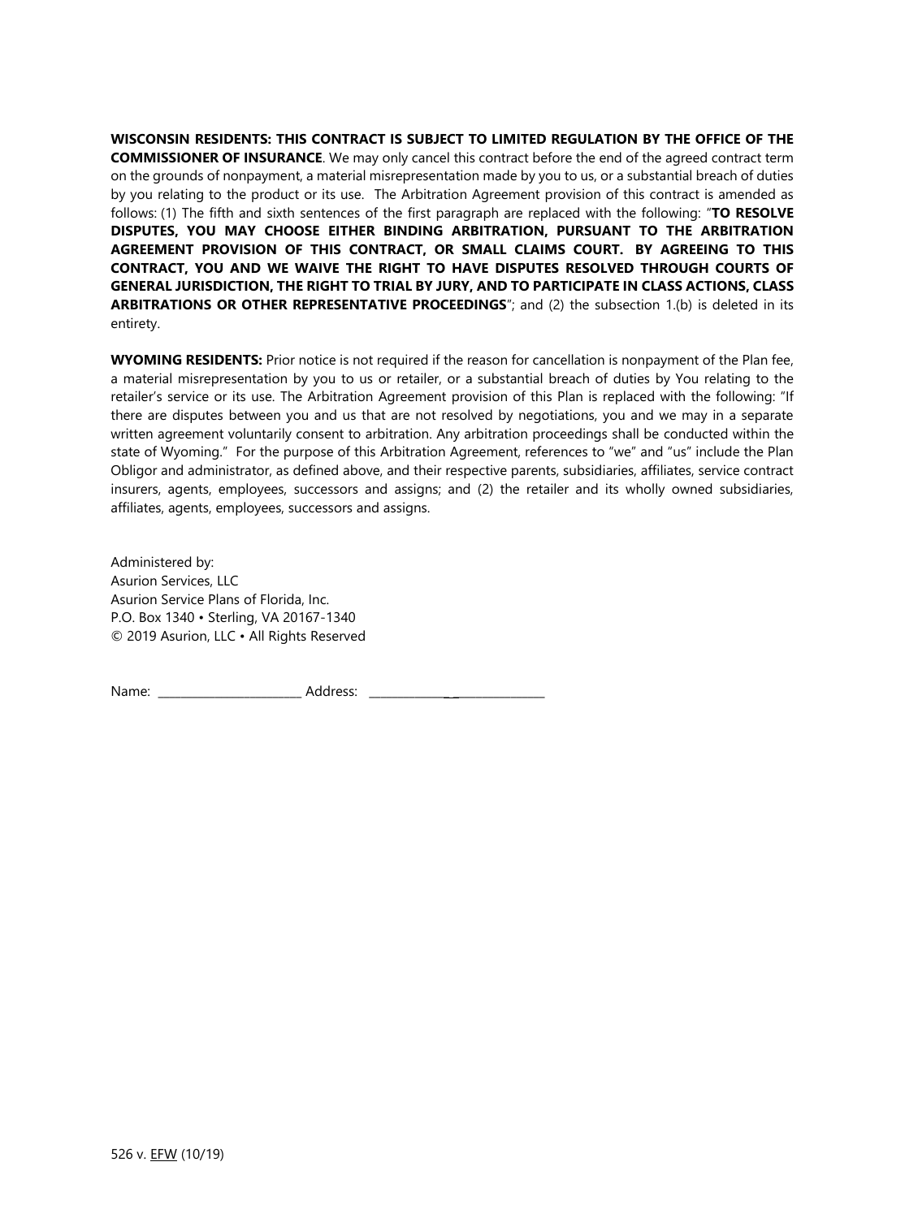**WISCONSIN RESIDENTS: THIS CONTRACT IS SUBJECT TO LIMITED REGULATION BY THE OFFICE OF THE COMMISSIONER OF INSURANCE**. We may only cancel this contract before the end of the agreed contract term on the grounds of nonpayment, a material misrepresentation made by you to us, or a substantial breach of duties by you relating to the product or its use. The Arbitration Agreement provision of this contract is amended as follows: (1) The fifth and sixth sentences of the first paragraph are replaced with the following: "**TO RESOLVE DISPUTES, YOU MAY CHOOSE EITHER BINDING ARBITRATION, PURSUANT TO THE ARBITRATION AGREEMENT PROVISION OF THIS CONTRACT, OR SMALL CLAIMS COURT. BY AGREEING TO THIS CONTRACT, YOU AND WE WAIVE THE RIGHT TO HAVE DISPUTES RESOLVED THROUGH COURTS OF GENERAL JURISDICTION, THE RIGHT TO TRIAL BY JURY, AND TO PARTICIPATE IN CLASS ACTIONS, CLASS ARBITRATIONS OR OTHER REPRESENTATIVE PROCEEDINGS**"; and (2) the subsection 1.(b) is deleted in its entirety.

**WYOMING RESIDENTS:** Prior notice is not required if the reason for cancellation is nonpayment of the Plan fee, a material misrepresentation by you to us or retailer, or a substantial breach of duties by You relating to the retailer's service or its use. The Arbitration Agreement provision of this Plan is replaced with the following: "If there are disputes between you and us that are not resolved by negotiations, you and we may in a separate written agreement voluntarily consent to arbitration. Any arbitration proceedings shall be conducted within the state of Wyoming." For the purpose of this Arbitration Agreement, references to "we" and "us" include the Plan Obligor and administrator, as defined above, and their respective parents, subsidiaries, affiliates, service contract insurers, agents, employees, successors and assigns; and (2) the retailer and its wholly owned subsidiaries, affiliates, agents, employees, successors and assigns.

Administered by:
Asurion Services, LLC
Asurion Service Plans of Florida, Inc.
P.O. Box 1340 • Sterling, VA 20167-1340
© 2019 Asurion, LLC • All Rights Reserved

Name: ________________________ Address: ______________________________

526 v. EFW (10/19)